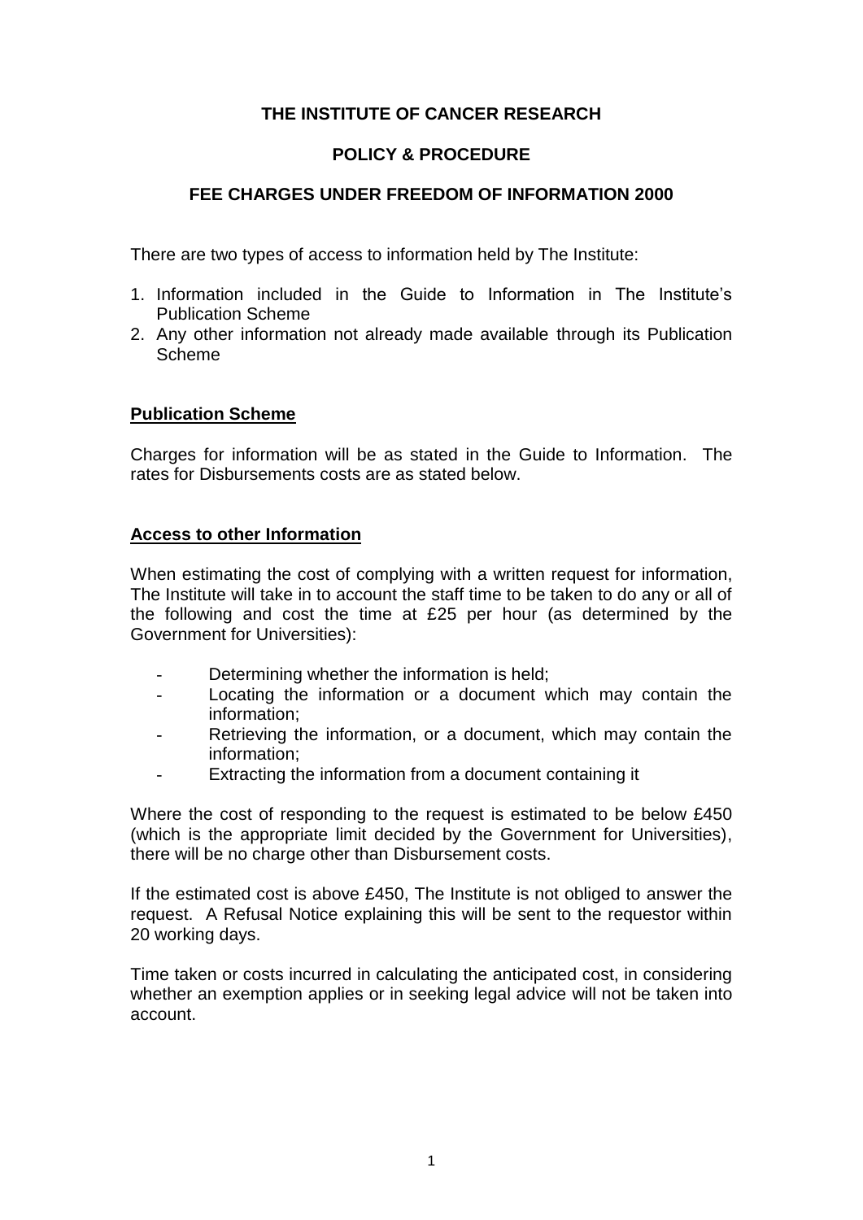# THE INSTITUTE OF CANCER RESEARCH

## POLICY & PROCEDURE

## FEE CHARGES UNDER FREEDOM OF INFORMATION 2000

There are two types of access to information held by The Institute:

1. Information included in the Guide to Information in The Institute's Publication Scheme
2. Any other information not already made available through its Publication Scheme

**Publication Scheme**

Charges for information will be as stated in the Guide to Information. The rates for Disbursements costs are as stated below.

**Access to other Information**

When estimating the cost of complying with a written request for information, The Institute will take in to account the staff time to be taken to do any or all of the following and cost the time at £25 per hour (as determined by the Government for Universities):

- Determining whether the information is held;
- Locating the information or a document which may contain the information;
- Retrieving the information, or a document, which may contain the information;
- Extracting the information from a document containing it

Where the cost of responding to the request is estimated to be below £450 (which is the appropriate limit decided by the Government for Universities), there will be no charge other than Disbursement costs.

If the estimated cost is above £450, The Institute is not obliged to answer the request. A Refusal Notice explaining this will be sent to the requestor within 20 working days.

Time taken or costs incurred in calculating the anticipated cost, in considering whether an exemption applies or in seeking legal advice will not be taken into account.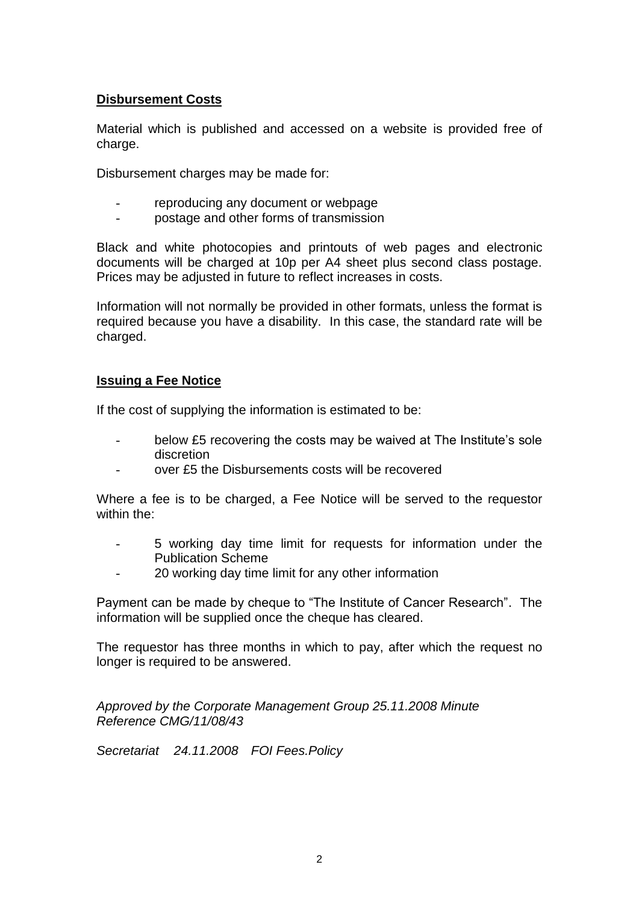**Disbursement Costs**

Material which is published and accessed on a website is provided free of charge.

Disbursement charges may be made for:

- reproducing any document or webpage
- postage and other forms of transmission

Black and white photocopies and printouts of web pages and electronic documents will be charged at 10p per A4 sheet plus second class postage. Prices may be adjusted in future to reflect increases in costs.

Information will not normally be provided in other formats, unless the format is required because you have a disability. In this case, the standard rate will be charged.

**Issuing a Fee Notice**

If the cost of supplying the information is estimated to be:

- below £5 recovering the costs may be waived at The Institute's sole discretion
- over £5 the Disbursements costs will be recovered

Where a fee is to be charged, a Fee Notice will be served to the requestor within the:

- 5 working day time limit for requests for information under the Publication Scheme
- 20 working day time limit for any other information

Payment can be made by cheque to "The Institute of Cancer Research". The information will be supplied once the cheque has cleared.

The requestor has three months in which to pay, after which the request no longer is required to be answered.

*Approved by the Corporate Management Group 25.11.2008 Minute Reference CMG/11/08/43*

*Secretariat 24.11.2008 FOI Fees.Policy*